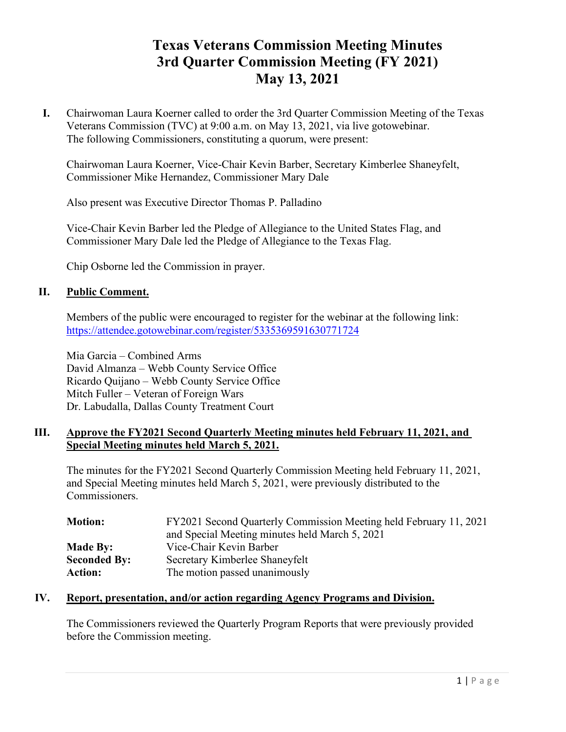# Texas Veterans Commission Meeting Minutes
# 3rd Quarter Commission Meeting (FY 2021)
# May 13, 2021

**I.** Chairwoman Laura Koerner called to order the 3rd Quarter Commission Meeting of the Texas Veterans Commission (TVC) at 9:00 a.m. on May 13, 2021, via live gotowebinar. The following Commissioners, constituting a quorum, were present:

Chairwoman Laura Koerner, Vice-Chair Kevin Barber, Secretary Kimberlee Shaneyfelt, Commissioner Mike Hernandez, Commissioner Mary Dale

Also present was Executive Director Thomas P. Palladino

Vice-Chair Kevin Barber led the Pledge of Allegiance to the United States Flag, and Commissioner Mary Dale led the Pledge of Allegiance to the Texas Flag.

Chip Osborne led the Commission in prayer.

## II. Public Comment.

Members of the public were encouraged to register for the webinar at the following link: https://attendee.gotowebinar.com/register/5335369591630771724

Mia Garcia – Combined Arms
David Almanza – Webb County Service Office
Ricardo Quijano – Webb County Service Office
Mitch Fuller – Veteran of Foreign Wars
Dr. Labudalla, Dallas County Treatment Court

## III. Approve the FY2021 Second Quarterly Meeting minutes held February 11, 2021, and Special Meeting minutes held March 5, 2021.

The minutes for the FY2021 Second Quarterly Commission Meeting held February 11, 2021, and Special Meeting minutes held March 5, 2021, were previously distributed to the Commissioners.

| | |
|---|---|
| **Motion:** | FY2021 Second Quarterly Commission Meeting held February 11, 2021 and Special Meeting minutes held March 5, 2021 |
| **Made By:** | Vice-Chair Kevin Barber |
| **Seconded By:** | Secretary Kimberlee Shaneyfelt |
| **Action:** | The motion passed unanimously |

## IV. Report, presentation, and/or action regarding Agency Programs and Division.

The Commissioners reviewed the Quarterly Program Reports that were previously provided before the Commission meeting.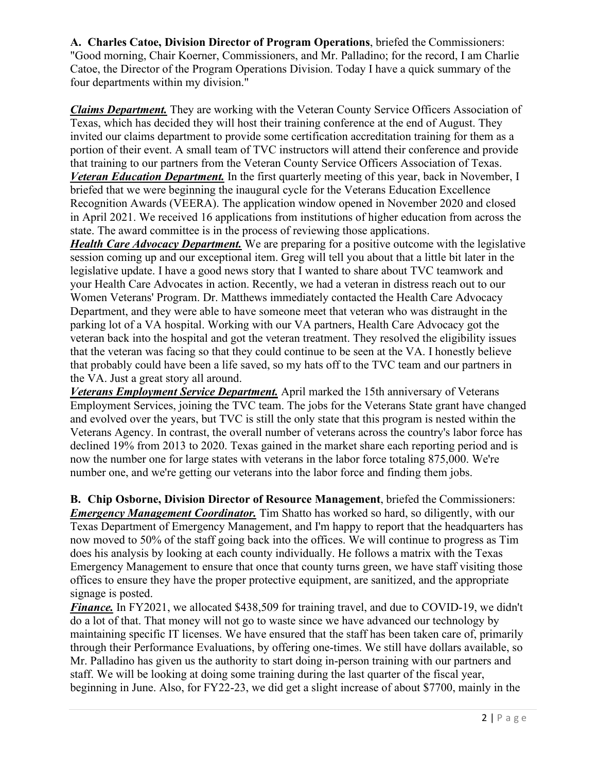**A. Charles Catoe, Division Director of Program Operations**, briefed the Commissioners: "Good morning, Chair Koerner, Commissioners, and Mr. Palladino; for the record, I am Charlie Catoe, the Director of the Program Operations Division. Today I have a quick summary of the four departments within my division."

***Claims Department.*** They are working with the Veteran County Service Officers Association of Texas, which has decided they will host their training conference at the end of August. They invited our claims department to provide some certification accreditation training for them as a portion of their event. A small team of TVC instructors will attend their conference and provide that training to our partners from the Veteran County Service Officers Association of Texas.

***Veteran Education Department.*** In the first quarterly meeting of this year, back in November, I briefed that we were beginning the inaugural cycle for the Veterans Education Excellence Recognition Awards (VEERA). The application window opened in November 2020 and closed in April 2021. We received 16 applications from institutions of higher education from across the state. The award committee is in the process of reviewing those applications.

***Health Care Advocacy Department.*** We are preparing for a positive outcome with the legislative session coming up and our exceptional item. Greg will tell you about that a little bit later in the legislative update. I have a good news story that I wanted to share about TVC teamwork and your Health Care Advocates in action. Recently, we had a veteran in distress reach out to our Women Veterans' Program. Dr. Matthews immediately contacted the Health Care Advocacy Department, and they were able to have someone meet that veteran who was distraught in the parking lot of a VA hospital. Working with our VA partners, Health Care Advocacy got the veteran back into the hospital and got the veteran treatment. They resolved the eligibility issues that the veteran was facing so that they could continue to be seen at the VA. I honestly believe that probably could have been a life saved, so my hats off to the TVC team and our partners in the VA. Just a great story all around.

***Veterans Employment Service Department.*** April marked the 15th anniversary of Veterans Employment Services, joining the TVC team. The jobs for the Veterans State grant have changed and evolved over the years, but TVC is still the only state that this program is nested within the Veterans Agency. In contrast, the overall number of veterans across the country's labor force has declined 19% from 2013 to 2020. Texas gained in the market share each reporting period and is now the number one for large states with veterans in the labor force totaling 875,000. We're number one, and we're getting our veterans into the labor force and finding them jobs.

**B. Chip Osborne, Division Director of Resource Management**, briefed the Commissioners:

***Emergency Management Coordinator.*** Tim Shatto has worked so hard, so diligently, with our Texas Department of Emergency Management, and I'm happy to report that the headquarters has now moved to 50% of the staff going back into the offices. We will continue to progress as Tim does his analysis by looking at each county individually. He follows a matrix with the Texas Emergency Management to ensure that once that county turns green, we have staff visiting those offices to ensure they have the proper protective equipment, are sanitized, and the appropriate signage is posted.

***Finance.*** In FY2021, we allocated $438,509 for training travel, and due to COVID-19, we didn't do a lot of that. That money will not go to waste since we have advanced our technology by maintaining specific IT licenses. We have ensured that the staff has been taken care of, primarily through their Performance Evaluations, by offering one-times. We still have dollars available, so Mr. Palladino has given us the authority to start doing in-person training with our partners and staff. We will be looking at doing some training during the last quarter of the fiscal year, beginning in June. Also, for FY22-23, we did get a slight increase of about $7700, mainly in the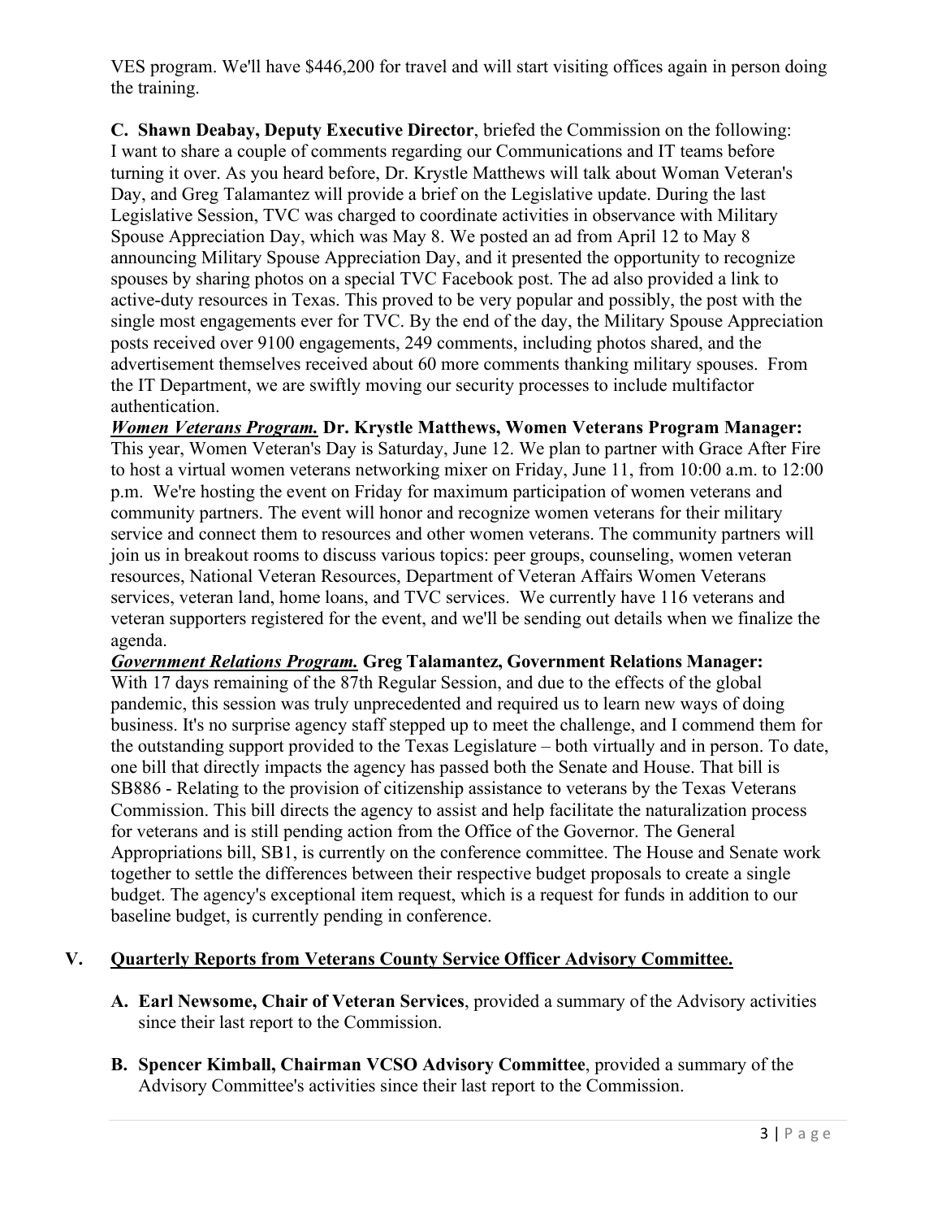VES program. We'll have $446,200 for travel and will start visiting offices again in person doing the training.

**C. Shawn Deabay, Deputy Executive Director**, briefed the Commission on the following: I want to share a couple of comments regarding our Communications and IT teams before turning it over. As you heard before, Dr. Krystle Matthews will talk about Woman Veteran's Day, and Greg Talamantez will provide a brief on the Legislative update. During the last Legislative Session, TVC was charged to coordinate activities in observance with Military Spouse Appreciation Day, which was May 8. We posted an ad from April 12 to May 8 announcing Military Spouse Appreciation Day, and it presented the opportunity to recognize spouses by sharing photos on a special TVC Facebook post. The ad also provided a link to active-duty resources in Texas. This proved to be very popular and possibly, the post with the single most engagements ever for TVC. By the end of the day, the Military Spouse Appreciation posts received over 9100 engagements, 249 comments, including photos shared, and the advertisement themselves received about 60 more comments thanking military spouses. From the IT Department, we are swiftly moving our security processes to include multifactor authentication.

***Women Veterans Program.*** **Dr. Krystle Matthews, Women Veterans Program Manager:** This year, Women Veteran's Day is Saturday, June 12. We plan to partner with Grace After Fire to host a virtual women veterans networking mixer on Friday, June 11, from 10:00 a.m. to 12:00 p.m. We're hosting the event on Friday for maximum participation of women veterans and community partners. The event will honor and recognize women veterans for their military service and connect them to resources and other women veterans. The community partners will join us in breakout rooms to discuss various topics: peer groups, counseling, women veteran resources, National Veteran Resources, Department of Veteran Affairs Women Veterans services, veteran land, home loans, and TVC services. We currently have 116 veterans and veteran supporters registered for the event, and we'll be sending out details when we finalize the agenda.

***Government Relations Program.*** **Greg Talamantez, Government Relations Manager:** With 17 days remaining of the 87th Regular Session, and due to the effects of the global pandemic, this session was truly unprecedented and required us to learn new ways of doing business. It's no surprise agency staff stepped up to meet the challenge, and I commend them for the outstanding support provided to the Texas Legislature – both virtually and in person. To date, one bill that directly impacts the agency has passed both the Senate and House. That bill is SB886 - Relating to the provision of citizenship assistance to veterans by the Texas Veterans Commission. This bill directs the agency to assist and help facilitate the naturalization process for veterans and is still pending action from the Office of the Governor. The General Appropriations bill, SB1, is currently on the conference committee. The House and Senate work together to settle the differences between their respective budget proposals to create a single budget. The agency's exceptional item request, which is a request for funds in addition to our baseline budget, is currently pending in conference.

## V. Quarterly Reports from Veterans County Service Officer Advisory Committee.

- **A. Earl Newsome, Chair of Veteran Services**, provided a summary of the Advisory activities since their last report to the Commission.

- **B. Spencer Kimball, Chairman VCSO Advisory Committee**, provided a summary of the Advisory Committee's activities since their last report to the Commission.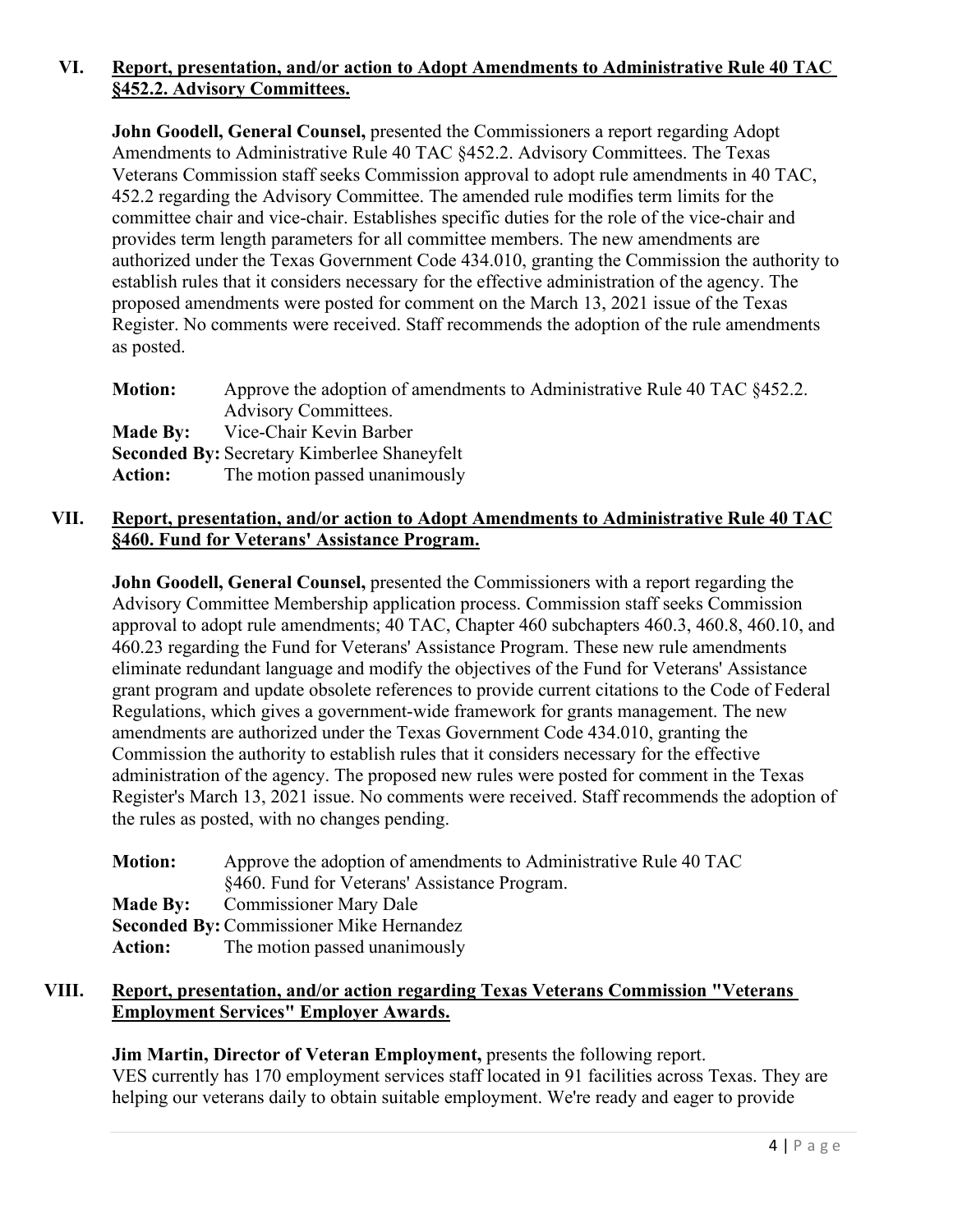## VI. Report, presentation, and/or action to Adopt Amendments to Administrative Rule 40 TAC §452.2. Advisory Committees.

**John Goodell, General Counsel,** presented the Commissioners a report regarding Adopt Amendments to Administrative Rule 40 TAC §452.2. Advisory Committees. The Texas Veterans Commission staff seeks Commission approval to adopt rule amendments in 40 TAC, 452.2 regarding the Advisory Committee. The amended rule modifies term limits for the committee chair and vice-chair. Establishes specific duties for the role of the vice-chair and provides term length parameters for all committee members. The new amendments are authorized under the Texas Government Code 434.010, granting the Commission the authority to establish rules that it considers necessary for the effective administration of the agency. The proposed amendments were posted for comment on the March 13, 2021 issue of the Texas Register. No comments were received. Staff recommends the adoption of the rule amendments as posted.

**Motion:** Approve the adoption of amendments to Administrative Rule 40 TAC §452.2. Advisory Committees.
**Made By:** Vice-Chair Kevin Barber
**Seconded By:** Secretary Kimberlee Shaneyfelt
**Action:** The motion passed unanimously

## VII. Report, presentation, and/or action to Adopt Amendments to Administrative Rule 40 TAC §460. Fund for Veterans' Assistance Program.

**John Goodell, General Counsel,** presented the Commissioners with a report regarding the Advisory Committee Membership application process. Commission staff seeks Commission approval to adopt rule amendments; 40 TAC, Chapter 460 subchapters 460.3, 460.8, 460.10, and 460.23 regarding the Fund for Veterans' Assistance Program. These new rule amendments eliminate redundant language and modify the objectives of the Fund for Veterans' Assistance grant program and update obsolete references to provide current citations to the Code of Federal Regulations, which gives a government-wide framework for grants management. The new amendments are authorized under the Texas Government Code 434.010, granting the Commission the authority to establish rules that it considers necessary for the effective administration of the agency. The proposed new rules were posted for comment in the Texas Register's March 13, 2021 issue. No comments were received. Staff recommends the adoption of the rules as posted, with no changes pending.

**Motion:** Approve the adoption of amendments to Administrative Rule 40 TAC §460. Fund for Veterans' Assistance Program.
**Made By:** Commissioner Mary Dale
**Seconded By:** Commissioner Mike Hernandez
**Action:** The motion passed unanimously

## VIII. Report, presentation, and/or action regarding Texas Veterans Commission "Veterans Employment Services" Employer Awards.

**Jim Martin, Director of Veteran Employment,** presents the following report.
VES currently has 170 employment services staff located in 91 facilities across Texas. They are helping our veterans daily to obtain suitable employment. We're ready and eager to provide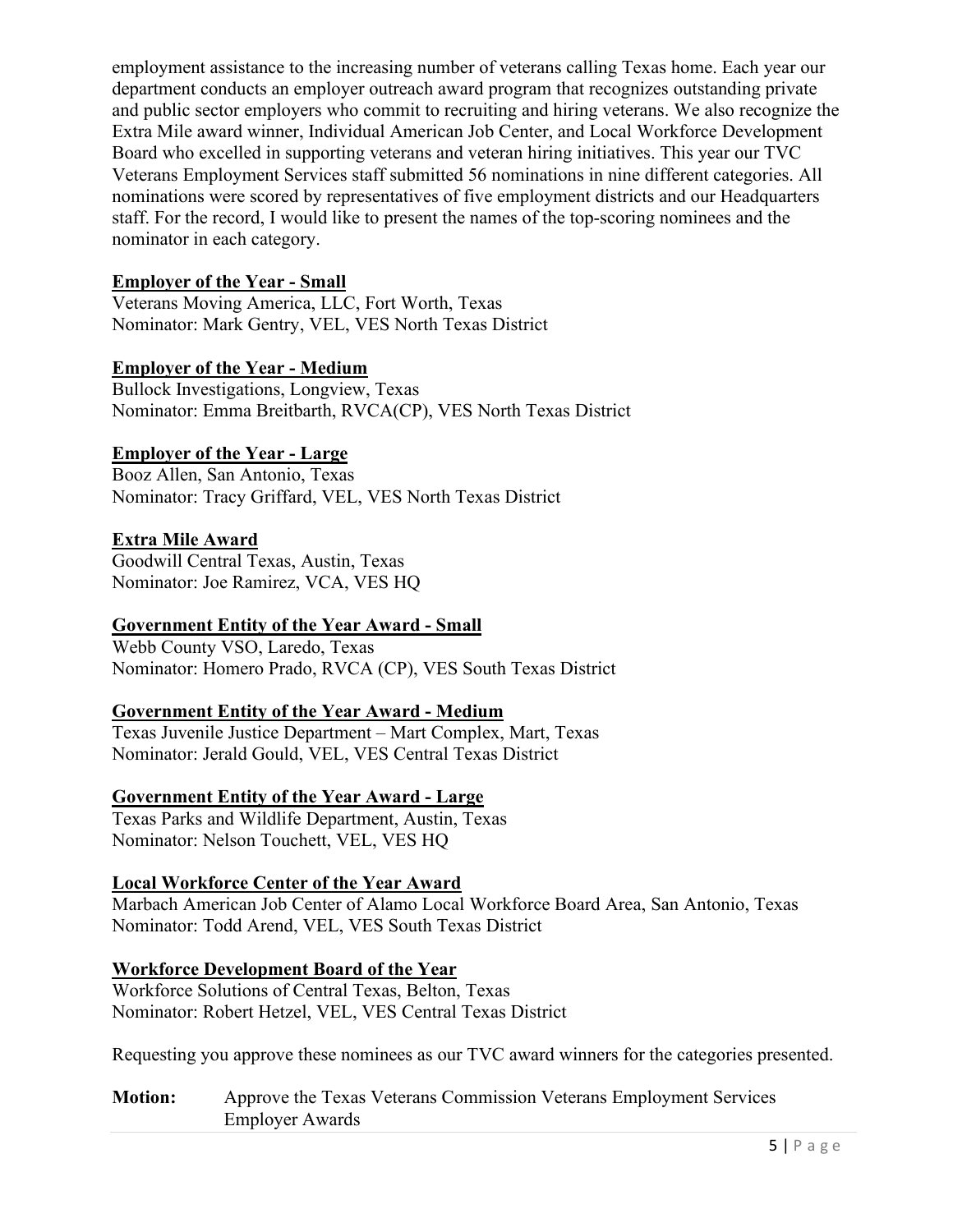employment assistance to the increasing number of veterans calling Texas home. Each year our department conducts an employer outreach award program that recognizes outstanding private and public sector employers who commit to recruiting and hiring veterans. We also recognize the Extra Mile award winner, Individual American Job Center, and Local Workforce Development Board who excelled in supporting veterans and veteran hiring initiatives. This year our TVC Veterans Employment Services staff submitted 56 nominations in nine different categories. All nominations were scored by representatives of five employment districts and our Headquarters staff. For the record, I would like to present the names of the top-scoring nominees and the nominator in each category.

**Employer of the Year - Small**
Veterans Moving America, LLC, Fort Worth, Texas
Nominator: Mark Gentry, VEL, VES North Texas District

**Employer of the Year - Medium**
Bullock Investigations, Longview, Texas
Nominator: Emma Breitbarth, RVCA(CP), VES North Texas District

**Employer of the Year - Large**
Booz Allen, San Antonio, Texas
Nominator: Tracy Griffard, VEL, VES North Texas District

**Extra Mile Award**
Goodwill Central Texas, Austin, Texas
Nominator: Joe Ramirez, VCA, VES HQ

**Government Entity of the Year Award - Small**
Webb County VSO, Laredo, Texas
Nominator: Homero Prado, RVCA (CP), VES South Texas District

**Government Entity of the Year Award - Medium**
Texas Juvenile Justice Department – Mart Complex, Mart, Texas
Nominator: Jerald Gould, VEL, VES Central Texas District

**Government Entity of the Year Award - Large**
Texas Parks and Wildlife Department, Austin, Texas
Nominator: Nelson Touchett, VEL, VES HQ

**Local Workforce Center of the Year Award**
Marbach American Job Center of Alamo Local Workforce Board Area, San Antonio, Texas
Nominator: Todd Arend, VEL, VES South Texas District

**Workforce Development Board of the Year**
Workforce Solutions of Central Texas, Belton, Texas
Nominator: Robert Hetzel, VEL, VES Central Texas District

Requesting you approve these nominees as our TVC award winners for the categories presented.

**Motion:** Approve the Texas Veterans Commission Veterans Employment Services Employer Awards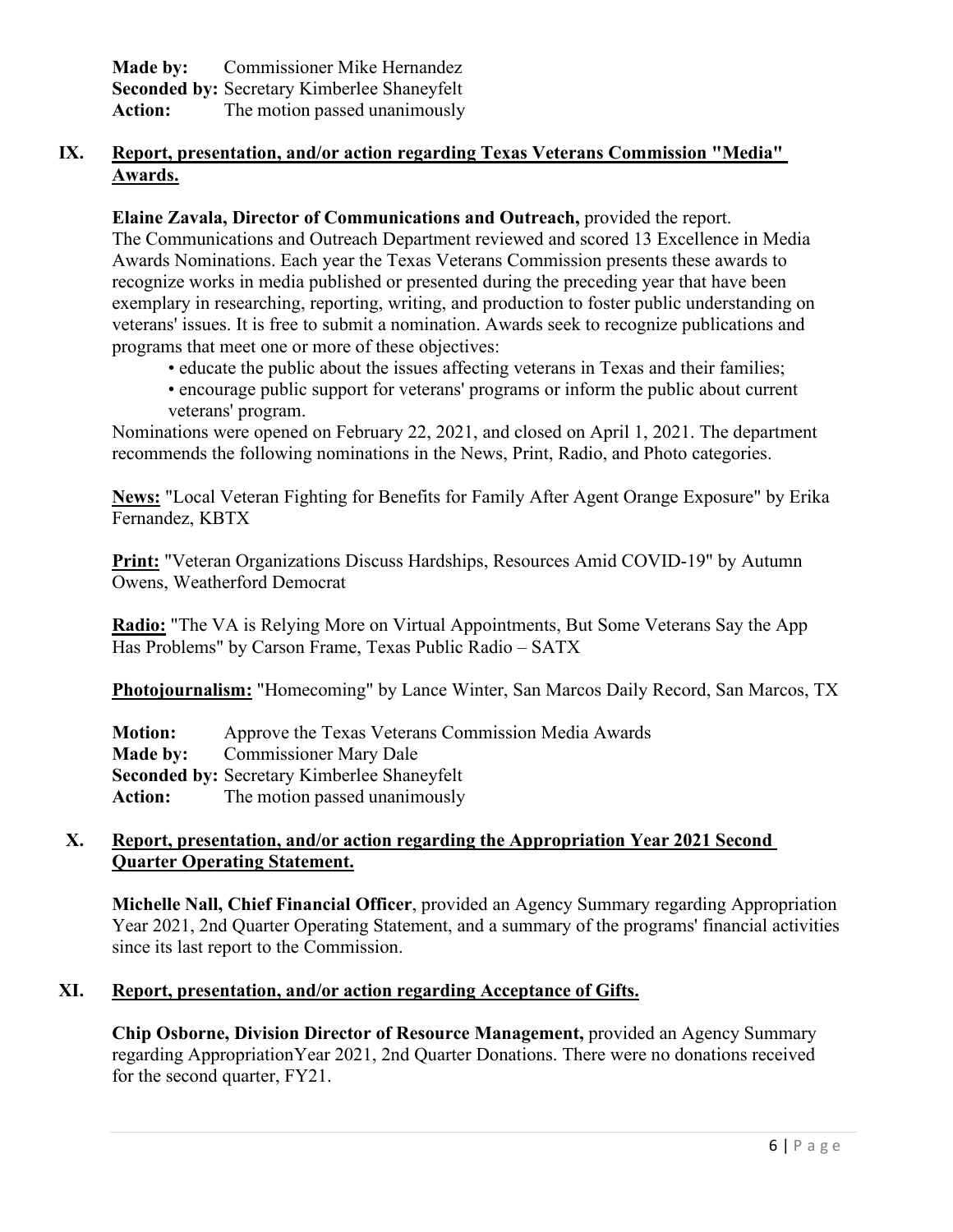**Made by:** Commissioner Mike Hernandez
**Seconded by:** Secretary Kimberlee Shaneyfelt
**Action:** The motion passed unanimously

## IX. Report, presentation, and/or action regarding Texas Veterans Commission "Media" Awards.

**Elaine Zavala, Director of Communications and Outreach,** provided the report. The Communications and Outreach Department reviewed and scored 13 Excellence in Media Awards Nominations. Each year the Texas Veterans Commission presents these awards to recognize works in media published or presented during the preceding year that have been exemplary in researching, reporting, writing, and production to foster public understanding on veterans' issues. It is free to submit a nomination. Awards seek to recognize publications and programs that meet one or more of these objectives:

- educate the public about the issues affecting veterans in Texas and their families;
- encourage public support for veterans' programs or inform the public about current veterans' program.

Nominations were opened on February 22, 2021, and closed on April 1, 2021. The department recommends the following nominations in the News, Print, Radio, and Photo categories.

**News:** "Local Veteran Fighting for Benefits for Family After Agent Orange Exposure" by Erika Fernandez, KBTX

**Print:** "Veteran Organizations Discuss Hardships, Resources Amid COVID-19" by Autumn Owens, Weatherford Democrat

**Radio:** "The VA is Relying More on Virtual Appointments, But Some Veterans Say the App Has Problems" by Carson Frame, Texas Public Radio – SATX

**Photojournalism:** "Homecoming" by Lance Winter, San Marcos Daily Record, San Marcos, TX

**Motion:** Approve the Texas Veterans Commission Media Awards
**Made by:** Commissioner Mary Dale
**Seconded by:** Secretary Kimberlee Shaneyfelt
**Action:** The motion passed unanimously

## X. Report, presentation, and/or action regarding the Appropriation Year 2021 Second Quarter Operating Statement.

**Michelle Nall, Chief Financial Officer**, provided an Agency Summary regarding Appropriation Year 2021, 2nd Quarter Operating Statement, and a summary of the programs' financial activities since its last report to the Commission.

## XI. Report, presentation, and/or action regarding Acceptance of Gifts.

**Chip Osborne, Division Director of Resource Management,** provided an Agency Summary regarding AppropriationYear 2021, 2nd Quarter Donations. There were no donations received for the second quarter, FY21.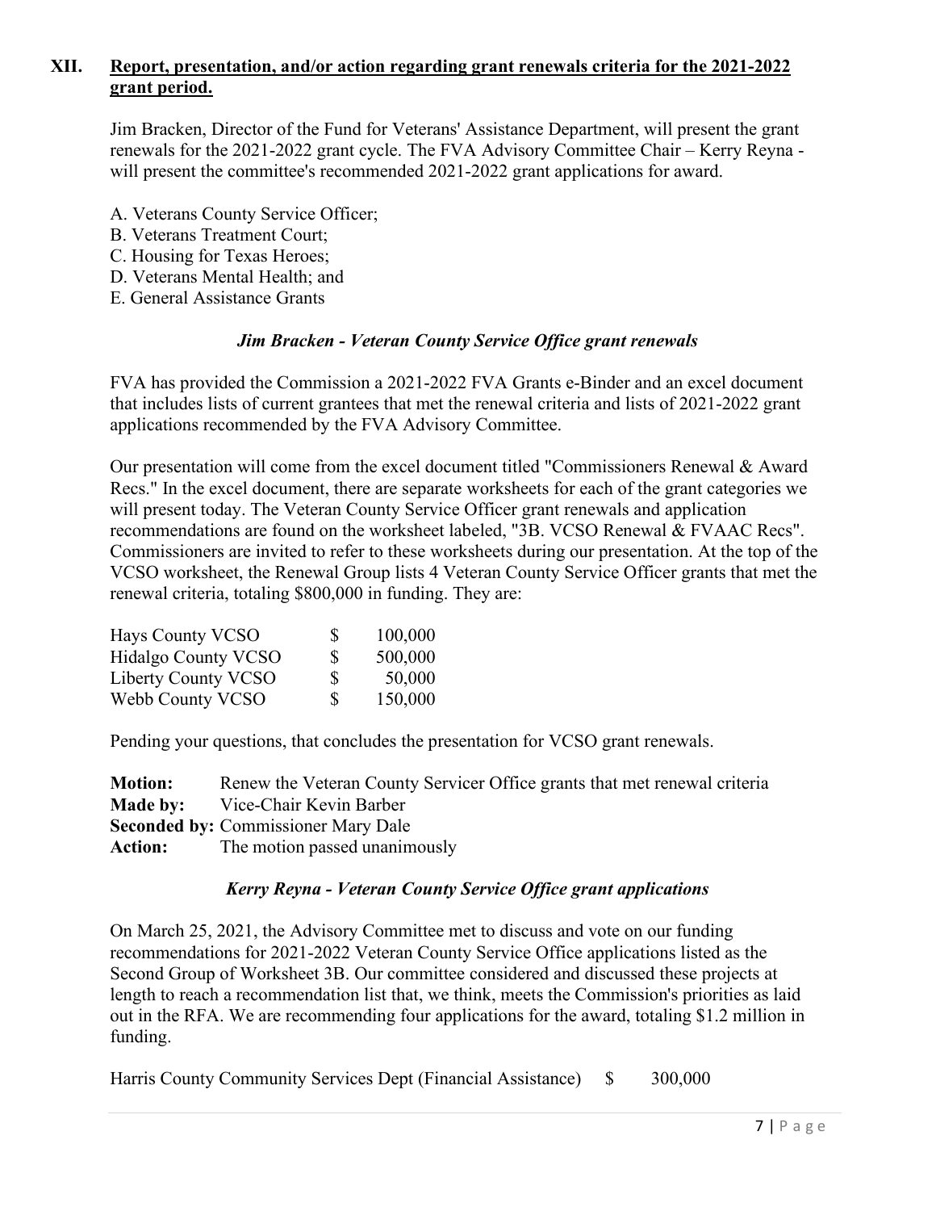## XII. Report, presentation, and/or action regarding grant renewals criteria for the 2021-2022 grant period.

Jim Bracken, Director of the Fund for Veterans' Assistance Department, will present the grant renewals for the 2021-2022 grant cycle. The FVA Advisory Committee Chair – Kerry Reyna - will present the committee's recommended 2021-2022 grant applications for award.

A. Veterans County Service Officer;
B. Veterans Treatment Court;
C. Housing for Texas Heroes;
D. Veterans Mental Health; and
E. General Assistance Grants

### *Jim Bracken - Veteran County Service Office grant renewals*

FVA has provided the Commission a 2021-2022 FVA Grants e-Binder and an excel document that includes lists of current grantees that met the renewal criteria and lists of 2021-2022 grant applications recommended by the FVA Advisory Committee.

Our presentation will come from the excel document titled "Commissioners Renewal & Award Recs." In the excel document, there are separate worksheets for each of the grant categories we will present today. The Veteran County Service Officer grant renewals and application recommendations are found on the worksheet labeled, "3B. VCSO Renewal & FVAAC Recs". Commissioners are invited to refer to these worksheets during our presentation. At the top of the VCSO worksheet, the Renewal Group lists 4 Veteran County Service Officer grants that met the renewal criteria, totaling $800,000 in funding. They are:

| | | |
|---|---|---|
| Hays County VCSO | $ | 100,000 |
| Hidalgo County VCSO | $ | 500,000 |
| Liberty County VCSO | $ | 50,000 |
| Webb County VCSO | $ | 150,000 |

Pending your questions, that concludes the presentation for VCSO grant renewals.

**Motion:** Renew the Veteran County Servicer Office grants that met renewal criteria
**Made by:** Vice-Chair Kevin Barber
**Seconded by:** Commissioner Mary Dale
**Action:** The motion passed unanimously

### *Kerry Reyna - Veteran County Service Office grant applications*

On March 25, 2021, the Advisory Committee met to discuss and vote on our funding recommendations for 2021-2022 Veteran County Service Office applications listed as the Second Group of Worksheet 3B. Our committee considered and discussed these projects at length to reach a recommendation list that, we think, meets the Commission's priorities as laid out in the RFA. We are recommending four applications for the award, totaling $1.2 million in funding.

| | | |
|---|---|---|
| Harris County Community Services Dept (Financial Assistance) | $ | 300,000 |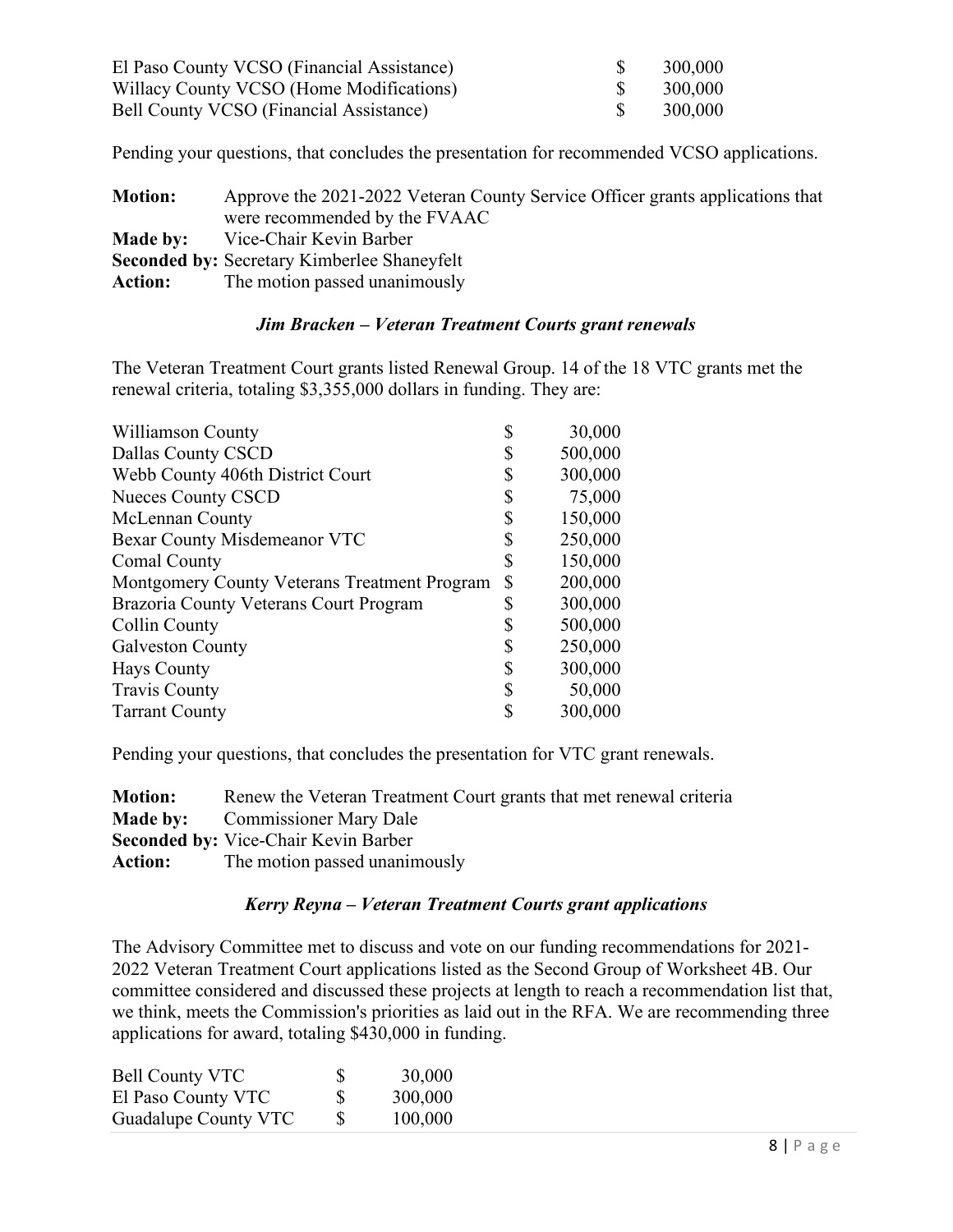| | | |
|---|---|---|
| El Paso County VCSO (Financial Assistance) | $ | 300,000 |
| Willacy County VCSO (Home Modifications) | $ | 300,000 |
| Bell County VCSO (Financial Assistance) | $ | 300,000 |

Pending your questions, that concludes the presentation for recommended VCSO applications.

**Motion:** Approve the 2021-2022 Veteran County Service Officer grants applications that were recommended by the FVAAC
**Made by:** Vice-Chair Kevin Barber
**Seconded by:** Secretary Kimberlee Shaneyfelt
**Action:** The motion passed unanimously

### *Jim Bracken – Veteran Treatment Courts grant renewals*

The Veteran Treatment Court grants listed Renewal Group. 14 of the 18 VTC grants met the renewal criteria, totaling $3,355,000 dollars in funding. They are:

| | | |
|---|---|---|
| Williamson County | $ | 30,000 |
| Dallas County CSCD | $ | 500,000 |
| Webb County 406th District Court | $ | 300,000 |
| Nueces County CSCD | $ | 75,000 |
| McLennan County | $ | 150,000 |
| Bexar County Misdemeanor VTC | $ | 250,000 |
| Comal County | $ | 150,000 |
| Montgomery County Veterans Treatment Program | $ | 200,000 |
| Brazoria County Veterans Court Program | $ | 300,000 |
| Collin County | $ | 500,000 |
| Galveston County | $ | 250,000 |
| Hays County | $ | 300,000 |
| Travis County | $ | 50,000 |
| Tarrant County | $ | 300,000 |

Pending your questions, that concludes the presentation for VTC grant renewals.

**Motion:** Renew the Veteran Treatment Court grants that met renewal criteria
**Made by:** Commissioner Mary Dale
**Seconded by:** Vice-Chair Kevin Barber
**Action:** The motion passed unanimously

### *Kerry Reyna – Veteran Treatment Courts grant applications*

The Advisory Committee met to discuss and vote on our funding recommendations for 2021-2022 Veteran Treatment Court applications listed as the Second Group of Worksheet 4B. Our committee considered and discussed these projects at length to reach a recommendation list that, we think, meets the Commission's priorities as laid out in the RFA. We are recommending three applications for award, totaling $430,000 in funding.

| | | |
|---|---|---|
| Bell County VTC | $ | 30,000 |
| El Paso County VTC | $ | 300,000 |
| Guadalupe County VTC | $ | 100,000 |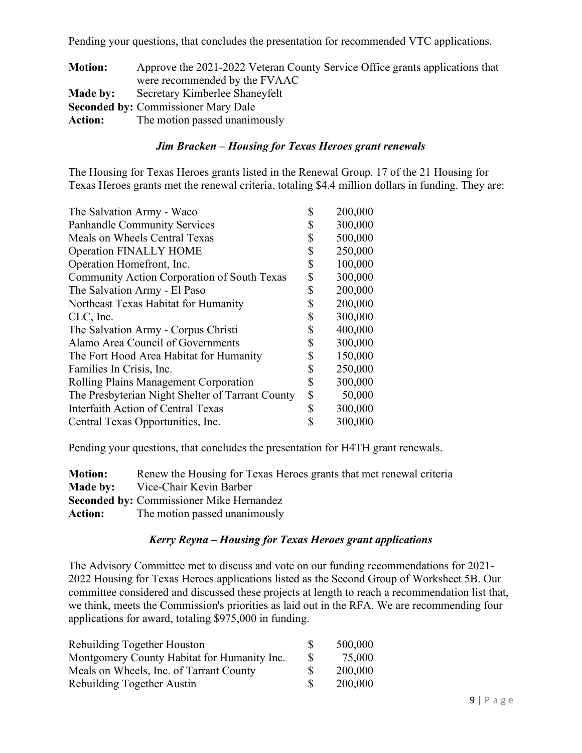Pending your questions, that concludes the presentation for recommended VTC applications.

**Motion:** Approve the 2021-2022 Veteran County Service Office grants applications that were recommended by the FVAAC
**Made by:** Secretary Kimberlee Shaneyfelt
**Seconded by:** Commissioner Mary Dale
**Action:** The motion passed unanimously

### *Jim Bracken – Housing for Texas Heroes grant renewals*

The Housing for Texas Heroes grants listed in the Renewal Group. 17 of the 21 Housing for Texas Heroes grants met the renewal criteria, totaling $4.4 million dollars in funding. They are:

| | | |
|---|---|---|
| The Salvation Army - Waco | $ | 200,000 |
| Panhandle Community Services | $ | 300,000 |
| Meals on Wheels Central Texas | $ | 500,000 |
| Operation FINALLY HOME | $ | 250,000 |
| Operation Homefront, Inc. | $ | 100,000 |
| Community Action Corporation of South Texas | $ | 300,000 |
| The Salvation Army - El Paso | $ | 200,000 |
| Northeast Texas Habitat for Humanity | $ | 200,000 |
| CLC, Inc. | $ | 300,000 |
| The Salvation Army - Corpus Christi | $ | 400,000 |
| Alamo Area Council of Governments | $ | 300,000 |
| The Fort Hood Area Habitat for Humanity | $ | 150,000 |
| Families In Crisis, Inc. | $ | 250,000 |
| Rolling Plains Management Corporation | $ | 300,000 |
| The Presbyterian Night Shelter of Tarrant County | $ | 50,000 |
| Interfaith Action of Central Texas | $ | 300,000 |
| Central Texas Opportunities, Inc. | $ | 300,000 |

Pending your questions, that concludes the presentation for H4TH grant renewals.

**Motion:** Renew the Housing for Texas Heroes grants that met renewal criteria
**Made by:** Vice-Chair Kevin Barber
**Seconded by:** Commissioner Mike Hernandez
**Action:** The motion passed unanimously

### *Kerry Reyna – Housing for Texas Heroes grant applications*

The Advisory Committee met to discuss and vote on our funding recommendations for 2021-2022 Housing for Texas Heroes applications listed as the Second Group of Worksheet 5B. Our committee considered and discussed these projects at length to reach a recommendation list that, we think, meets the Commission's priorities as laid out in the RFA. We are recommending four applications for award, totaling $975,000 in funding.

| | | |
|---|---|---|
| Rebuilding Together Houston | $ | 500,000 |
| Montgomery County Habitat for Humanity Inc. | $ | 75,000 |
| Meals on Wheels, Inc. of Tarrant County | $ | 200,000 |
| Rebuilding Together Austin | $ | 200,000 |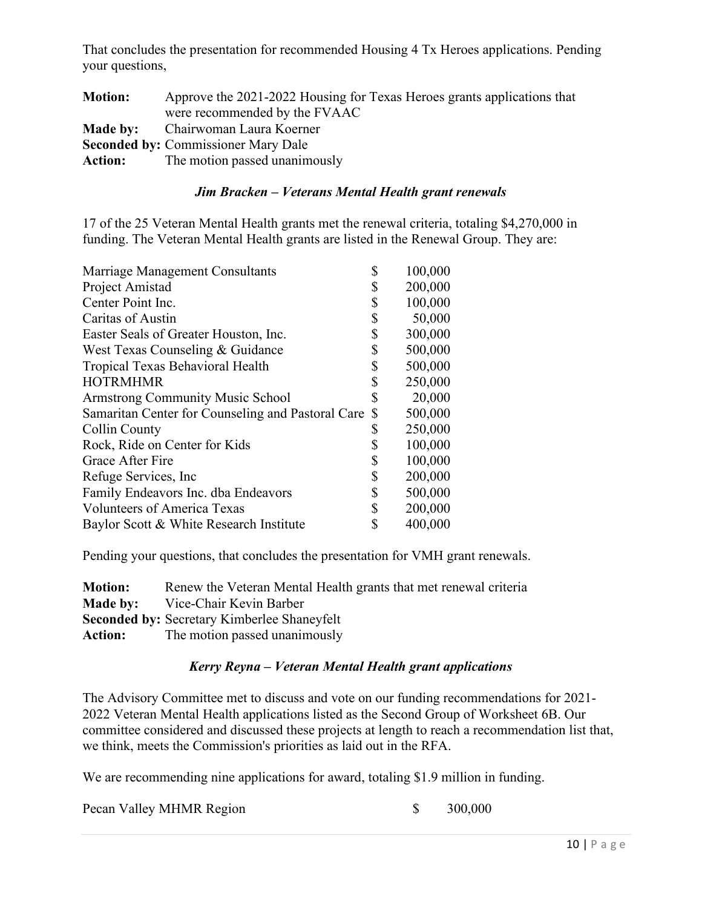That concludes the presentation for recommended Housing 4 Tx Heroes applications. Pending your questions,

**Motion:** Approve the 2021-2022 Housing for Texas Heroes grants applications that were recommended by the FVAAC
**Made by:** Chairwoman Laura Koerner
**Seconded by:** Commissioner Mary Dale
**Action:** The motion passed unanimously

### *Jim Bracken – Veterans Mental Health grant renewals*

17 of the 25 Veteran Mental Health grants met the renewal criteria, totaling $4,270,000 in funding. The Veteran Mental Health grants are listed in the Renewal Group. They are:

| | | |
|---|---|---|
| Marriage Management Consultants | $ | 100,000 |
| Project Amistad | $ | 200,000 |
| Center Point Inc. | $ | 100,000 |
| Caritas of Austin | $ | 50,000 |
| Easter Seals of Greater Houston, Inc. | $ | 300,000 |
| West Texas Counseling & Guidance | $ | 500,000 |
| Tropical Texas Behavioral Health | $ | 500,000 |
| HOTRMHMR | $ | 250,000 |
| Armstrong Community Music School | $ | 20,000 |
| Samaritan Center for Counseling and Pastoral Care | $ | 500,000 |
| Collin County | $ | 250,000 |
| Rock, Ride on Center for Kids | $ | 100,000 |
| Grace After Fire | $ | 100,000 |
| Refuge Services, Inc | $ | 200,000 |
| Family Endeavors Inc. dba Endeavors | $ | 500,000 |
| Volunteers of America Texas | $ | 200,000 |
| Baylor Scott & White Research Institute | $ | 400,000 |

Pending your questions, that concludes the presentation for VMH grant renewals.

**Motion:** Renew the Veteran Mental Health grants that met renewal criteria
**Made by:** Vice-Chair Kevin Barber
**Seconded by:** Secretary Kimberlee Shaneyfelt
**Action:** The motion passed unanimously

### *Kerry Reyna – Veteran Mental Health grant applications*

The Advisory Committee met to discuss and vote on our funding recommendations for 2021-2022 Veteran Mental Health applications listed as the Second Group of Worksheet 6B. Our committee considered and discussed these projects at length to reach a recommendation list that, we think, meets the Commission's priorities as laid out in the RFA.

We are recommending nine applications for award, totaling $1.9 million in funding.

| | | |
|---|---|---|
| Pecan Valley MHMR Region | $ | 300,000 |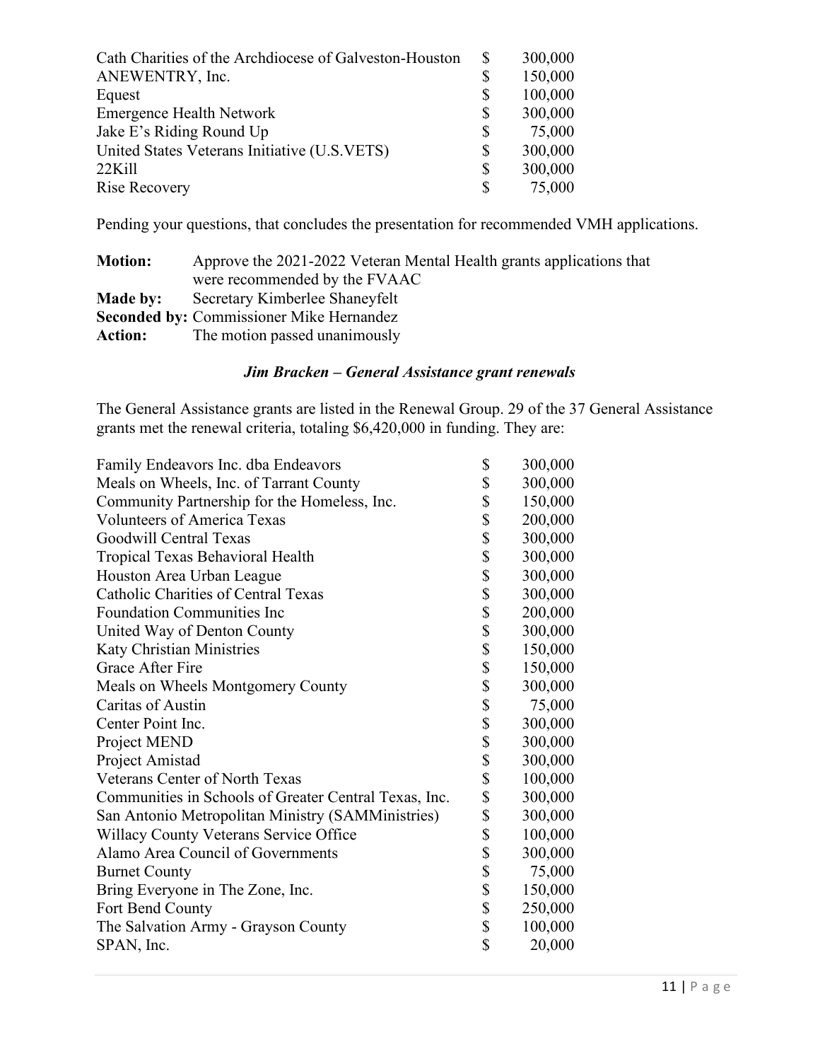| | | |
|---|---|---|
| Cath Charities of the Archdiocese of Galveston-Houston | $ | 300,000 |
| ANEWENTRY, Inc. | $ | 150,000 |
| Equest | $ | 100,000 |
| Emergence Health Network | $ | 300,000 |
| Jake E's Riding Round Up | $ | 75,000 |
| United States Veterans Initiative (U.S.VETS) | $ | 300,000 |
| 22Kill | $ | 300,000 |
| Rise Recovery | $ | 75,000 |

Pending your questions, that concludes the presentation for recommended VMH applications.

**Motion:** Approve the 2021-2022 Veteran Mental Health grants applications that were recommended by the FVAAC
**Made by:** Secretary Kimberlee Shaneyfelt
**Seconded by:** Commissioner Mike Hernandez
**Action:** The motion passed unanimously

### *Jim Bracken – General Assistance grant renewals*

The General Assistance grants are listed in the Renewal Group. 29 of the 37 General Assistance grants met the renewal criteria, totaling $6,420,000 in funding. They are:

| | | |
|---|---|---|
| Family Endeavors Inc. dba Endeavors | $ | 300,000 |
| Meals on Wheels, Inc. of Tarrant County | $ | 300,000 |
| Community Partnership for the Homeless, Inc. | $ | 150,000 |
| Volunteers of America Texas | $ | 200,000 |
| Goodwill Central Texas | $ | 300,000 |
| Tropical Texas Behavioral Health | $ | 300,000 |
| Houston Area Urban League | $ | 300,000 |
| Catholic Charities of Central Texas | $ | 300,000 |
| Foundation Communities Inc | $ | 200,000 |
| United Way of Denton County | $ | 300,000 |
| Katy Christian Ministries | $ | 150,000 |
| Grace After Fire | $ | 150,000 |
| Meals on Wheels Montgomery County | $ | 300,000 |
| Caritas of Austin | $ | 75,000 |
| Center Point Inc. | $ | 300,000 |
| Project MEND | $ | 300,000 |
| Project Amistad | $ | 300,000 |
| Veterans Center of North Texas | $ | 100,000 |
| Communities in Schools of Greater Central Texas, Inc. | $ | 300,000 |
| San Antonio Metropolitan Ministry (SAMMinistries) | $ | 300,000 |
| Willacy County Veterans Service Office | $ | 100,000 |
| Alamo Area Council of Governments | $ | 300,000 |
| Burnet County | $ | 75,000 |
| Bring Everyone in The Zone, Inc. | $ | 150,000 |
| Fort Bend County | $ | 250,000 |
| The Salvation Army - Grayson County | $ | 100,000 |
| SPAN, Inc. | $ | 20,000 |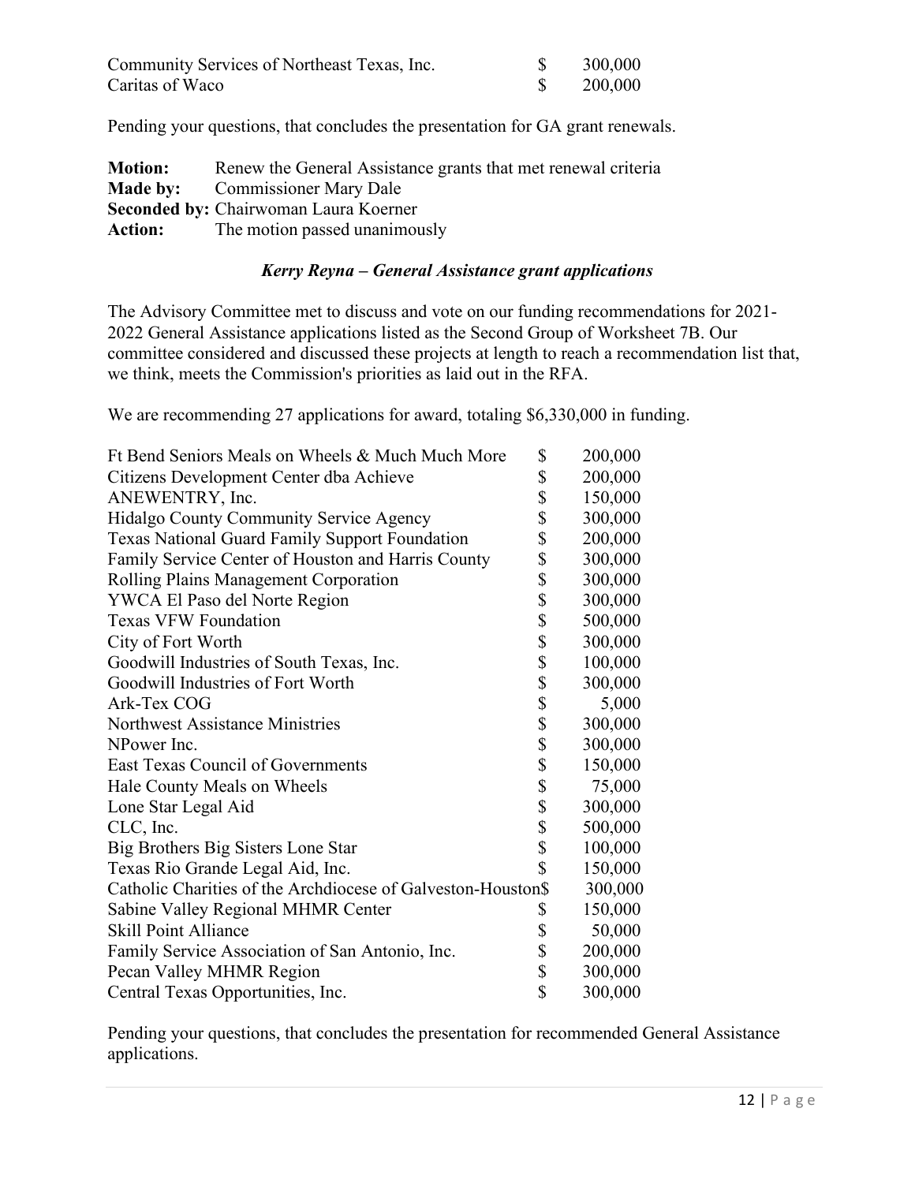| | | |
|---|---|---|
| Community Services of Northeast Texas, Inc. | $ | 300,000 |
| Caritas of Waco | $ | 200,000 |

Pending your questions, that concludes the presentation for GA grant renewals.

**Motion:** Renew the General Assistance grants that met renewal criteria
**Made by:** Commissioner Mary Dale
**Seconded by:** Chairwoman Laura Koerner
**Action:** The motion passed unanimously

### *Kerry Reyna – General Assistance grant applications*

The Advisory Committee met to discuss and vote on our funding recommendations for 2021-2022 General Assistance applications listed as the Second Group of Worksheet 7B. Our committee considered and discussed these projects at length to reach a recommendation list that, we think, meets the Commission's priorities as laid out in the RFA.

We are recommending 27 applications for award, totaling $6,330,000 in funding.

| | | |
|---|---|---|
| Ft Bend Seniors Meals on Wheels & Much Much More | $ | 200,000 |
| Citizens Development Center dba Achieve | $ | 200,000 |
| ANEWENTRY, Inc. | $ | 150,000 |
| Hidalgo County Community Service Agency | $ | 300,000 |
| Texas National Guard Family Support Foundation | $ | 200,000 |
| Family Service Center of Houston and Harris County | $ | 300,000 |
| Rolling Plains Management Corporation | $ | 300,000 |
| YWCA El Paso del Norte Region | $ | 300,000 |
| Texas VFW Foundation | $ | 500,000 |
| City of Fort Worth | $ | 300,000 |
| Goodwill Industries of South Texas, Inc. | $ | 100,000 |
| Goodwill Industries of Fort Worth | $ | 300,000 |
| Ark-Tex COG | $ | 5,000 |
| Northwest Assistance Ministries | $ | 300,000 |
| NPower Inc. | $ | 300,000 |
| East Texas Council of Governments | $ | 150,000 |
| Hale County Meals on Wheels | $ | 75,000 |
| Lone Star Legal Aid | $ | 300,000 |
| CLC, Inc. | $ | 500,000 |
| Big Brothers Big Sisters Lone Star | $ | 100,000 |
| Texas Rio Grande Legal Aid, Inc. | $ | 150,000 |
| Catholic Charities of the Archdiocese of Galveston-Houston | $ | 300,000 |
| Sabine Valley Regional MHMR Center | $ | 150,000 |
| Skill Point Alliance | $ | 50,000 |
| Family Service Association of San Antonio, Inc. | $ | 200,000 |
| Pecan Valley MHMR Region | $ | 300,000 |
| Central Texas Opportunities, Inc. | $ | 300,000 |

Pending your questions, that concludes the presentation for recommended General Assistance applications.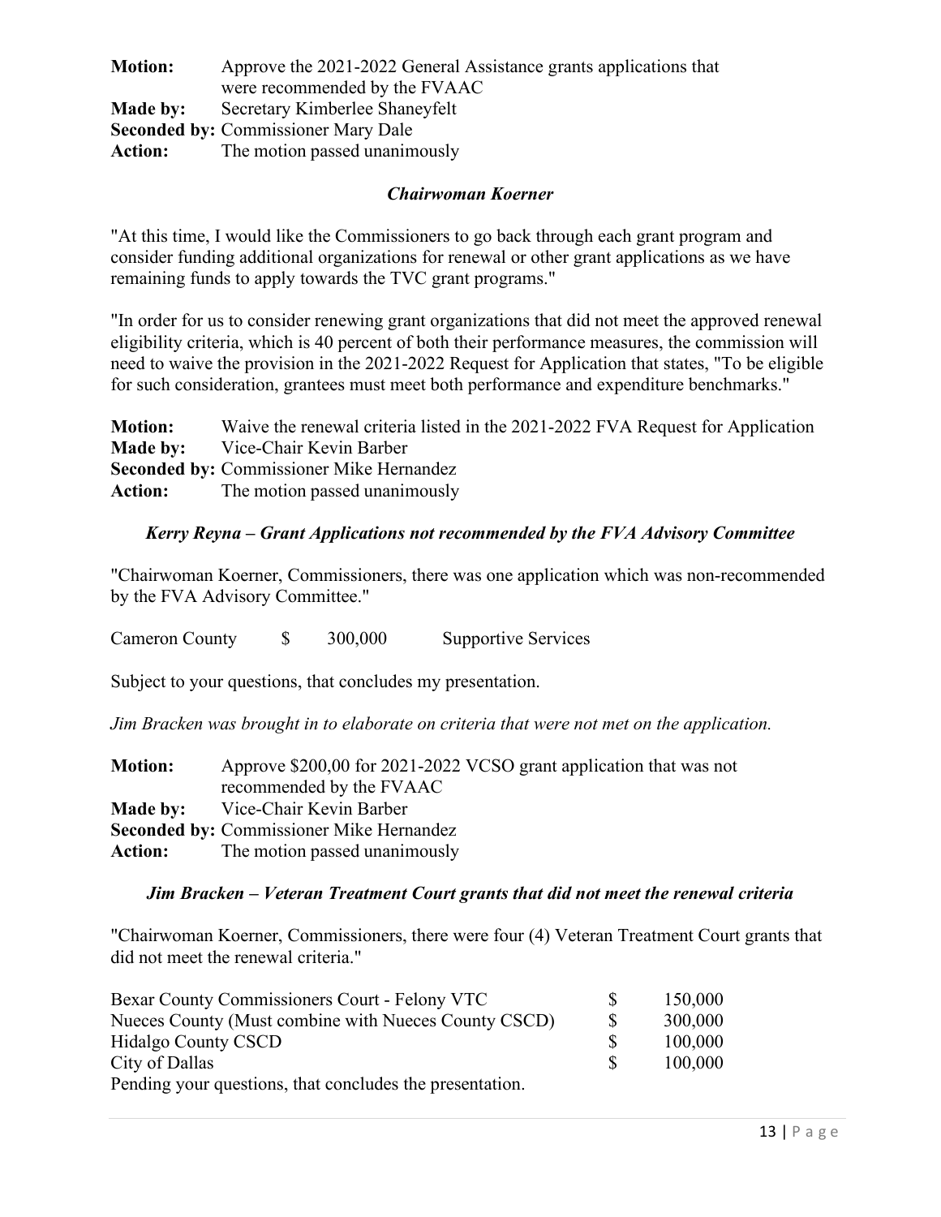**Motion:** Approve the 2021-2022 General Assistance grants applications that were recommended by the FVAAC
**Made by:** Secretary Kimberlee Shaneyfelt
**Seconded by:** Commissioner Mary Dale
**Action:** The motion passed unanimously

### *Chairwoman Koerner*

"At this time, I would like the Commissioners to go back through each grant program and consider funding additional organizations for renewal or other grant applications as we have remaining funds to apply towards the TVC grant programs."

"In order for us to consider renewing grant organizations that did not meet the approved renewal eligibility criteria, which is 40 percent of both their performance measures, the commission will need to waive the provision in the 2021-2022 Request for Application that states, "To be eligible for such consideration, grantees must meet both performance and expenditure benchmarks."

**Motion:** Waive the renewal criteria listed in the 2021-2022 FVA Request for Application
**Made by:** Vice-Chair Kevin Barber
**Seconded by:** Commissioner Mike Hernandez
**Action:** The motion passed unanimously

### *Kerry Reyna – Grant Applications not recommended by the FVA Advisory Committee*

"Chairwoman Koerner, Commissioners, there was one application which was non-recommended by the FVA Advisory Committee."

| | | | |
|---|---|---|---|
| Cameron County | $ | 300,000 | Supportive Services |

Subject to your questions, that concludes my presentation.

*Jim Bracken was brought in to elaborate on criteria that were not met on the application.*

**Motion:** Approve $200,00 for 2021-2022 VCSO grant application that was not recommended by the FVAAC
**Made by:** Vice-Chair Kevin Barber
**Seconded by:** Commissioner Mike Hernandez
**Action:** The motion passed unanimously

### *Jim Bracken – Veteran Treatment Court grants that did not meet the renewal criteria*

"Chairwoman Koerner, Commissioners, there were four (4) Veteran Treatment Court grants that did not meet the renewal criteria."

| | | |
|---|---|---|
| Bexar County Commissioners Court - Felony VTC | $ | 150,000 |
| Nueces County (Must combine with Nueces County CSCD) | $ | 300,000 |
| Hidalgo County CSCD | $ | 100,000 |
| City of Dallas | $ | 100,000 |

Pending your questions, that concludes the presentation.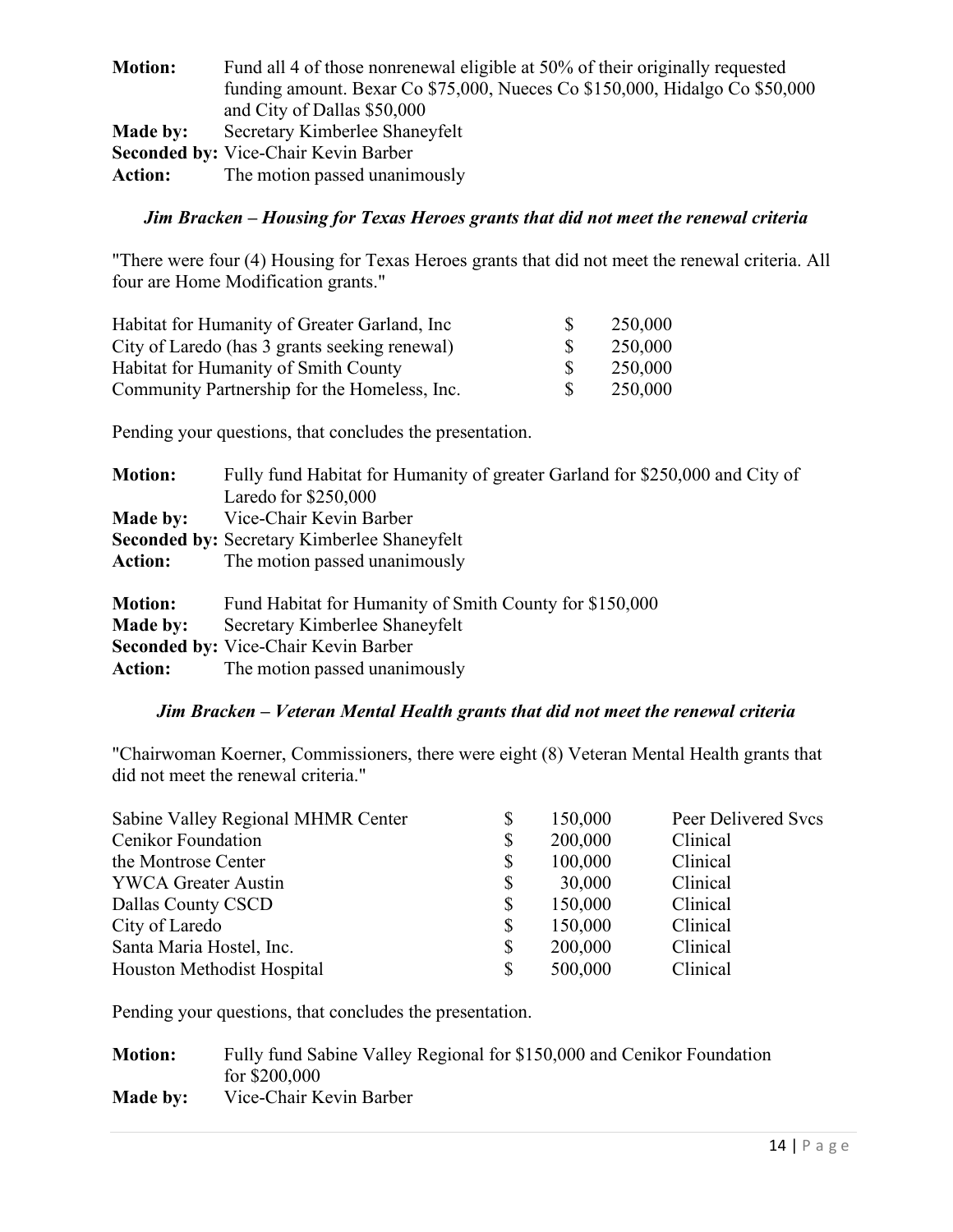**Motion:** Fund all 4 of those nonrenewal eligible at 50% of their originally requested funding amount. Bexar Co $75,000, Nueces Co $150,000, Hidalgo Co $50,000 and City of Dallas $50,000
**Made by:** Secretary Kimberlee Shaneyfelt
**Seconded by:** Vice-Chair Kevin Barber
**Action:** The motion passed unanimously

### *Jim Bracken – Housing for Texas Heroes grants that did not meet the renewal criteria*

"There were four (4) Housing for Texas Heroes grants that did not meet the renewal criteria. All four are Home Modification grants."

| | | |
|---|---|---|
| Habitat for Humanity of Greater Garland, Inc | $ | 250,000 |
| City of Laredo (has 3 grants seeking renewal) | $ | 250,000 |
| Habitat for Humanity of Smith County | $ | 250,000 |
| Community Partnership for the Homeless, Inc. | $ | 250,000 |

Pending your questions, that concludes the presentation.

**Motion:** Fully fund Habitat for Humanity of greater Garland for $250,000 and City of Laredo for $250,000
**Made by:** Vice-Chair Kevin Barber
**Seconded by:** Secretary Kimberlee Shaneyfelt
**Action:** The motion passed unanimously

**Motion:** Fund Habitat for Humanity of Smith County for $150,000
**Made by:** Secretary Kimberlee Shaneyfelt
**Seconded by:** Vice-Chair Kevin Barber
**Action:** The motion passed unanimously

### *Jim Bracken – Veteran Mental Health grants that did not meet the renewal criteria*

"Chairwoman Koerner, Commissioners, there were eight (8) Veteran Mental Health grants that did not meet the renewal criteria."

| | | | |
|---|---|---|---|
| Sabine Valley Regional MHMR Center | $ | 150,000 | Peer Delivered Svcs |
| Cenikor Foundation | $ | 200,000 | Clinical |
| the Montrose Center | $ | 100,000 | Clinical |
| YWCA Greater Austin | $ | 30,000 | Clinical |
| Dallas County CSCD | $ | 150,000 | Clinical |
| City of Laredo | $ | 150,000 | Clinical |
| Santa Maria Hostel, Inc. | $ | 200,000 | Clinical |
| Houston Methodist Hospital | $ | 500,000 | Clinical |

Pending your questions, that concludes the presentation.

**Motion:** Fully fund Sabine Valley Regional for $150,000 and Cenikor Foundation for $200,000
**Made by:** Vice-Chair Kevin Barber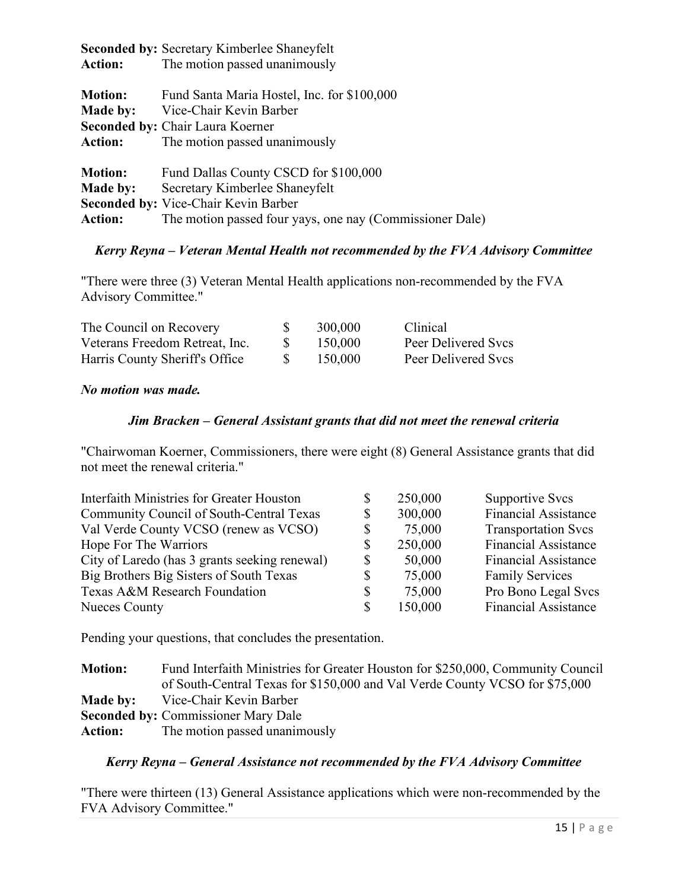**Seconded by:** Secretary Kimberlee Shaneyfelt
**Action:** The motion passed unanimously

**Motion:** Fund Santa Maria Hostel, Inc. for $100,000
**Made by:** Vice-Chair Kevin Barber
**Seconded by:** Chair Laura Koerner
**Action:** The motion passed unanimously

**Motion:** Fund Dallas County CSCD for $100,000
**Made by:** Secretary Kimberlee Shaneyfelt
**Seconded by:** Vice-Chair Kevin Barber
**Action:** The motion passed four yays, one nay (Commissioner Dale)

***Kerry Reyna – Veteran Mental Health not recommended by the FVA Advisory Committee***

"There were three (3) Veteran Mental Health applications non-recommended by the FVA Advisory Committee."

| | | | |
|---|---|---|---|
| The Council on Recovery | $ | 300,000 | Clinical |
| Veterans Freedom Retreat, Inc. | $ | 150,000 | Peer Delivered Svcs |
| Harris County Sheriff's Office | $ | 150,000 | Peer Delivered Svcs |

***No motion was made.***

***Jim Bracken – General Assistant grants that did not meet the renewal criteria***

"Chairwoman Koerner, Commissioners, there were eight (8) General Assistance grants that did not meet the renewal criteria."

| | | | |
|---|---|---|---|
| Interfaith Ministries for Greater Houston | $ | 250,000 | Supportive Svcs |
| Community Council of South-Central Texas | $ | 300,000 | Financial Assistance |
| Val Verde County VCSO (renew as VCSO) | $ | 75,000 | Transportation Svcs |
| Hope For The Warriors | $ | 250,000 | Financial Assistance |
| City of Laredo (has 3 grants seeking renewal) | $ | 50,000 | Financial Assistance |
| Big Brothers Big Sisters of South Texas | $ | 75,000 | Family Services |
| Texas A&M Research Foundation | $ | 75,000 | Pro Bono Legal Svcs |
| Nueces County | $ | 150,000 | Financial Assistance |

Pending your questions, that concludes the presentation.

**Motion:** Fund Interfaith Ministries for Greater Houston for $250,000, Community Council of South-Central Texas for $150,000 and Val Verde County VCSO for $75,000
**Made by:** Vice-Chair Kevin Barber
**Seconded by:** Commissioner Mary Dale
**Action:** The motion passed unanimously

***Kerry Reyna – General Assistance not recommended by the FVA Advisory Committee***

"There were thirteen (13) General Assistance applications which were non-recommended by the FVA Advisory Committee."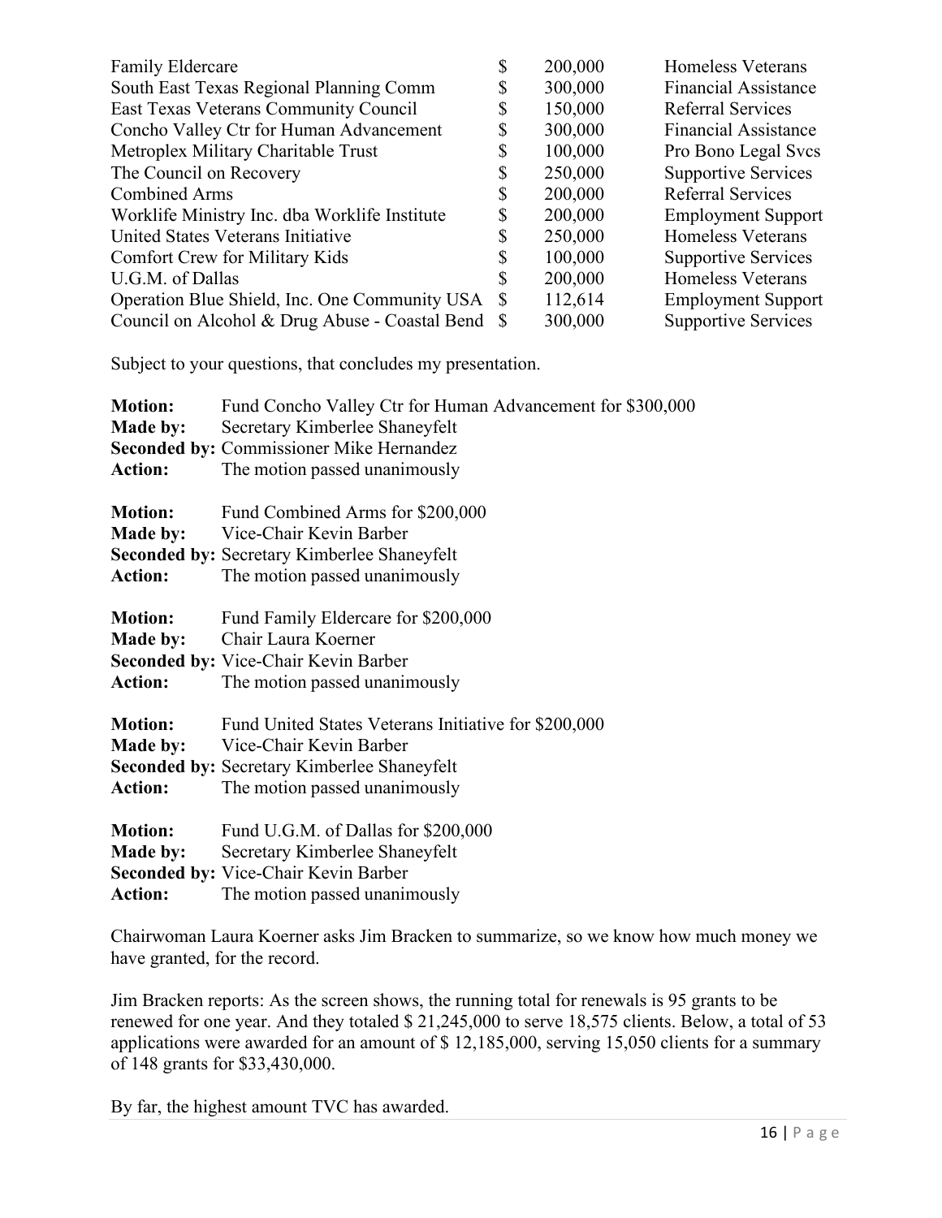| | | | |
|---|---|---|---|
| Family Eldercare | $ | 200,000 | Homeless Veterans |
| South East Texas Regional Planning Comm | $ | 300,000 | Financial Assistance |
| East Texas Veterans Community Council | $ | 150,000 | Referral Services |
| Concho Valley Ctr for Human Advancement | $ | 300,000 | Financial Assistance |
| Metroplex Military Charitable Trust | $ | 100,000 | Pro Bono Legal Svcs |
| The Council on Recovery | $ | 250,000 | Supportive Services |
| Combined Arms | $ | 200,000 | Referral Services |
| Worklife Ministry Inc. dba Worklife Institute | $ | 200,000 | Employment Support |
| United States Veterans Initiative | $ | 250,000 | Homeless Veterans |
| Comfort Crew for Military Kids | $ | 100,000 | Supportive Services |
| U.G.M. of Dallas | $ | 200,000 | Homeless Veterans |
| Operation Blue Shield, Inc. One Community USA | $ | 112,614 | Employment Support |
| Council on Alcohol & Drug Abuse - Coastal Bend | $ | 300,000 | Supportive Services |

Subject to your questions, that concludes my presentation.

**Motion:** Fund Concho Valley Ctr for Human Advancement for $300,000
**Made by:** Secretary Kimberlee Shaneyfelt
**Seconded by:** Commissioner Mike Hernandez
**Action:** The motion passed unanimously

**Motion:** Fund Combined Arms for $200,000
**Made by:** Vice-Chair Kevin Barber
**Seconded by:** Secretary Kimberlee Shaneyfelt
**Action:** The motion passed unanimously

**Motion:** Fund Family Eldercare for $200,000
**Made by:** Chair Laura Koerner
**Seconded by:** Vice-Chair Kevin Barber
**Action:** The motion passed unanimously

**Motion:** Fund United States Veterans Initiative for $200,000
**Made by:** Vice-Chair Kevin Barber
**Seconded by:** Secretary Kimberlee Shaneyfelt
**Action:** The motion passed unanimously

**Motion:** Fund U.G.M. of Dallas for $200,000
**Made by:** Secretary Kimberlee Shaneyfelt
**Seconded by:** Vice-Chair Kevin Barber
**Action:** The motion passed unanimously

Chairwoman Laura Koerner asks Jim Bracken to summarize, so we know how much money we have granted, for the record.

Jim Bracken reports: As the screen shows, the running total for renewals is 95 grants to be renewed for one year. And they totaled $ 21,245,000 to serve 18,575 clients. Below, a total of 53 applications were awarded for an amount of $ 12,185,000, serving 15,050 clients for a summary of 148 grants for $33,430,000.

By far, the highest amount TVC has awarded.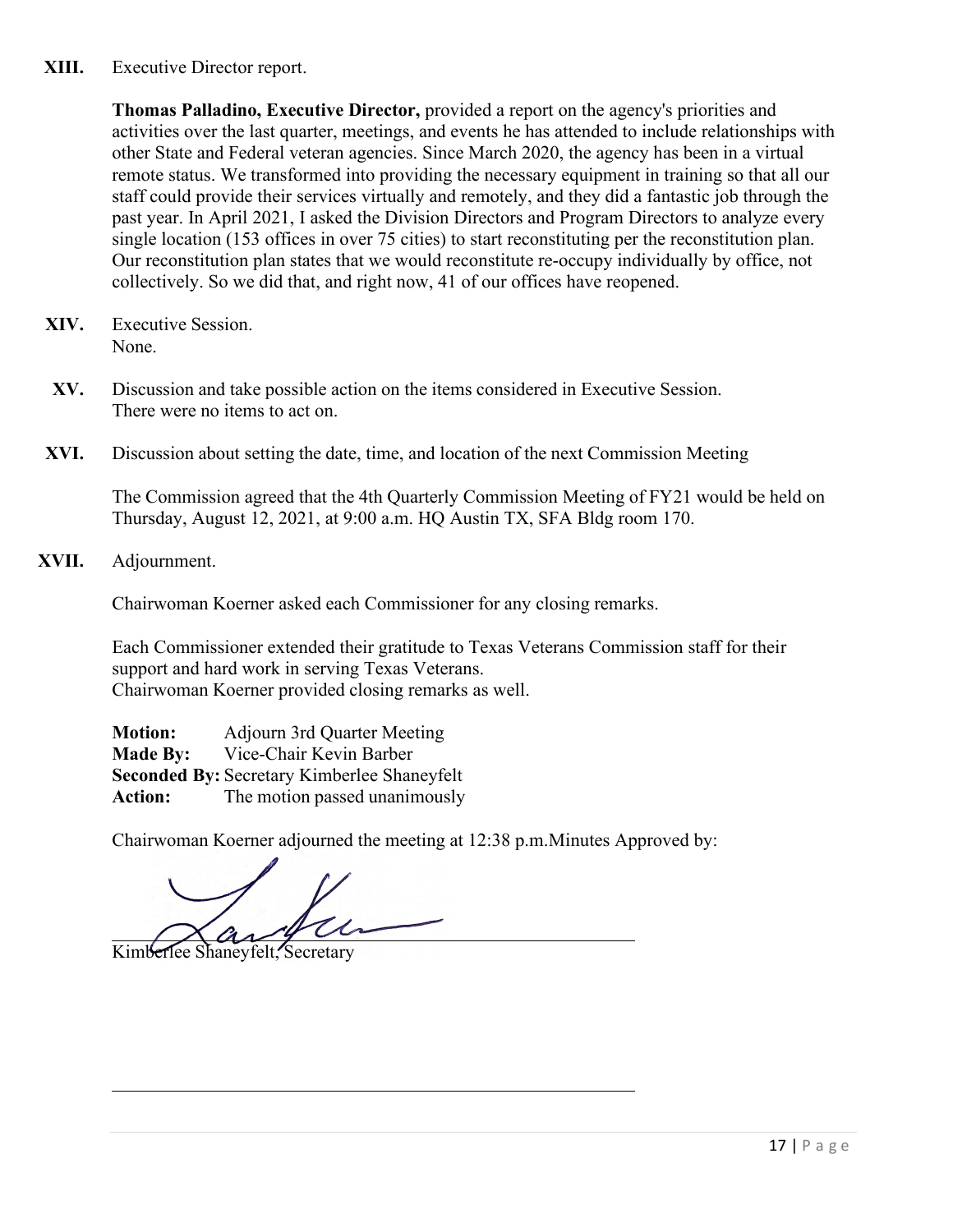**XIII.** Executive Director report.

**Thomas Palladino, Executive Director,** provided a report on the agency's priorities and activities over the last quarter, meetings, and events he has attended to include relationships with other State and Federal veteran agencies. Since March 2020, the agency has been in a virtual remote status. We transformed into providing the necessary equipment in training so that all our staff could provide their services virtually and remotely, and they did a fantastic job through the past year. In April 2021, I asked the Division Directors and Program Directors to analyze every single location (153 offices in over 75 cities) to start reconstituting per the reconstitution plan. Our reconstitution plan states that we would reconstitute re-occupy individually by office, not collectively. So we did that, and right now, 41 of our offices have reopened.

**XIV.** Executive Session.
None.

**XV.** Discussion and take possible action on the items considered in Executive Session.
There were no items to act on.

**XVI.** Discussion about setting the date, time, and location of the next Commission Meeting

The Commission agreed that the 4th Quarterly Commission Meeting of FY21 would be held on Thursday, August 12, 2021, at 9:00 a.m. HQ Austin TX, SFA Bldg room 170.

**XVII.** Adjournment.

Chairwoman Koerner asked each Commissioner for any closing remarks.

Each Commissioner extended their gratitude to Texas Veterans Commission staff for their support and hard work in serving Texas Veterans.
Chairwoman Koerner provided closing remarks as well.

**Motion:** Adjourn 3rd Quarter Meeting
**Made By:** Vice-Chair Kevin Barber
**Seconded By:** Secretary Kimberlee Shaneyfelt
**Action:** The motion passed unanimously

Chairwoman Koerner adjourned the meeting at 12:38 p.m.Minutes Approved by:

Kimberlee Shaneyfelt, Secretary